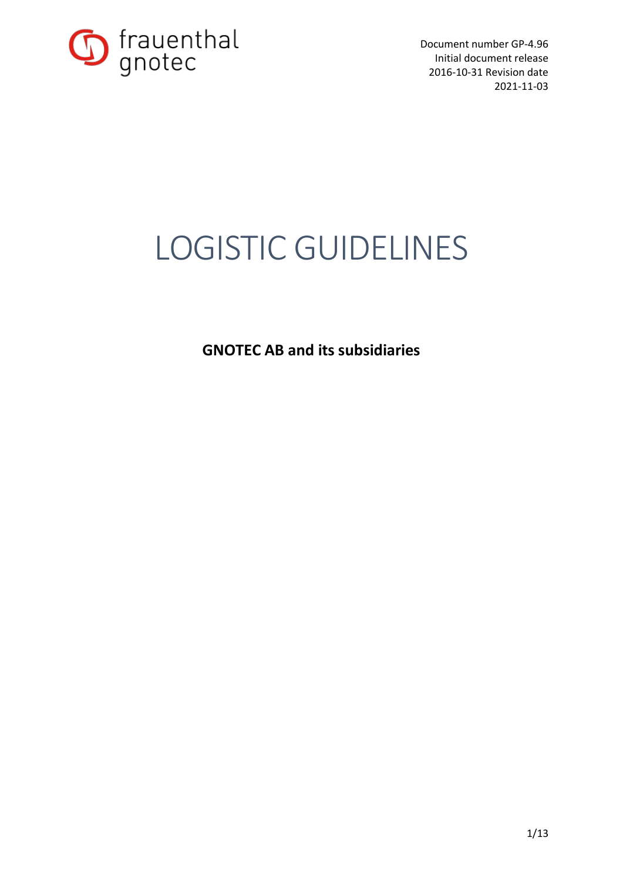frauenthal gnotec

Document number GP-4.96
Initial document release 2016-10-31 Revision date 2021-11-03

# LOGISTIC GUIDELINES

**GNOTEC AB and its subsidiaries**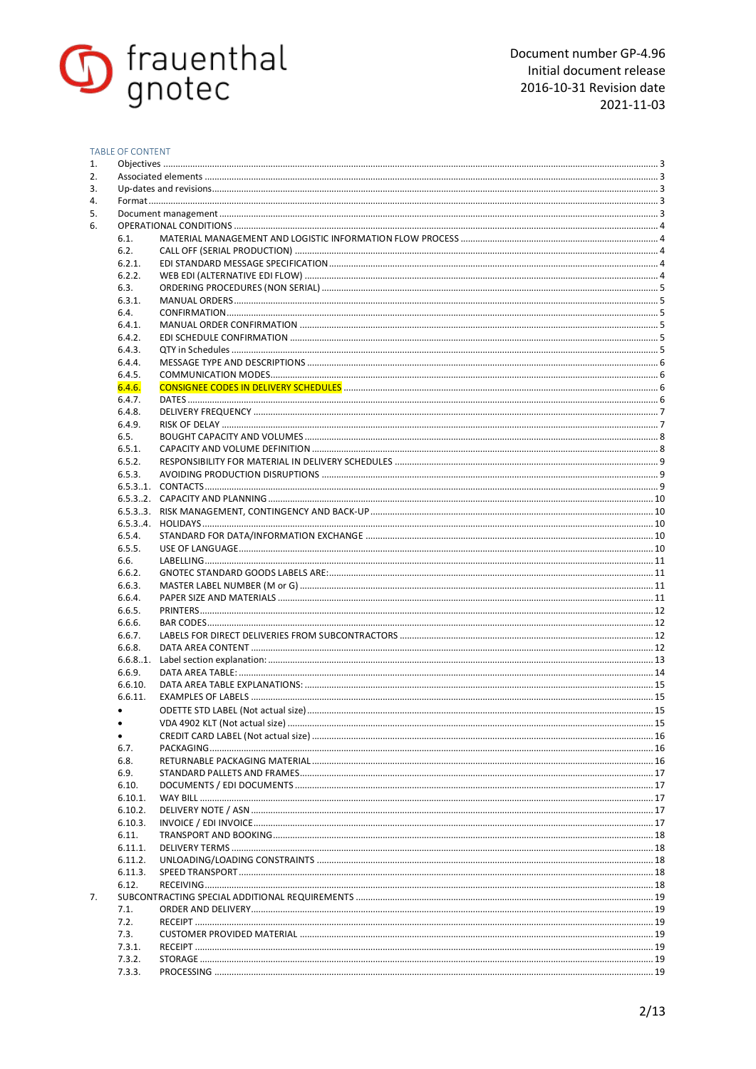frauenthal gnotec

Document number GP-4.96
Initial document release
2016-10-31 Revision date
2021-11-03

TABLE OF CONTENT

| | | | Page |
|---|---|---|---|
| 1. | Objectives | | 3 |
| 2. | Associated elements | | 3 |
| 3. | Up-dates and revisions | | 3 |
| 4. | Format | | 3 |
| 5. | Document management | | 3 |
| 6. | OPERATIONAL CONDITIONS | | 4 |
| | 6.1. | MATERIAL MANAGEMENT AND LOGISTIC INFORMATION FLOW PROCESS | 4 |
| | 6.2. | CALL OFF (SERIAL PRODUCTION) | 4 |
| | 6.2.1. | EDI STANDARD MESSAGE SPECIFICATION | 4 |
| | 6.2.2. | WEB EDI (ALTERNATIVE EDI FLOW) | 4 |
| | 6.3. | ORDERING PROCEDURES (NON SERIAL) | 5 |
| | 6.3.1. | MANUAL ORDERS | 5 |
| | 6.4. | CONFIRMATION | 5 |
| | 6.4.1. | MANUAL ORDER CONFIRMATION | 5 |
| | 6.4.2. | EDI SCHEDULE CONFIRMATION | 5 |
| | 6.4.3. | QTY in Schedules | 5 |
| | 6.4.4. | MESSAGE TYPE AND DESCRIPTIONS | 6 |
| | 6.4.5. | COMMUNICATION MODES | 6 |
| | 6.4.6. | CONSIGNEE CODES IN DELIVERY SCHEDULES | 6 |
| | 6.4.7. | DATES | 6 |
| | 6.4.8. | DELIVERY FREQUENCY | 7 |
| | 6.4.9. | RISK OF DELAY | 7 |
| | 6.5. | BOUGHT CAPACITY AND VOLUMES | 8 |
| | 6.5.1. | CAPACITY AND VOLUME DEFINITION | 8 |
| | 6.5.2. | RESPONSIBILITY FOR MATERIAL IN DELIVERY SCHEDULES | 9 |
| | 6.5.3. | AVOIDING PRODUCTION DISRUPTIONS | 9 |
| | 6.5.3..1. | CONTACTS | 9 |
| | 6.5.3..2. | CAPACITY AND PLANNING | 10 |
| | 6.5.3..3. | RISK MANAGEMENT, CONTINGENCY AND BACK-UP | 10 |
| | 6.5.3..4. | HOLIDAYS | 10 |
| | 6.5.4. | STANDARD FOR DATA/INFORMATION EXCHANGE | 10 |
| | 6.5.5. | USE OF LANGUAGE | 10 |
| | 6.6. | LABELLING | 11 |
| | 6.6.2. | GNOTEC STANDARD GOODS LABELS ARE: | 11 |
| | 6.6.3. | MASTER LABEL NUMBER (M or G) | 11 |
| | 6.6.4. | PAPER SIZE AND MATERIALS | 11 |
| | 6.6.5. | PRINTERS | 12 |
| | 6.6.6. | BAR CODES | 12 |
| | 6.6.7. | LABELS FOR DIRECT DELIVERIES FROM SUBCONTRACTORS | 12 |
| | 6.6.8. | DATA AREA CONTENT | 12 |
| | 6.6.8..1. | Label section explanation: | 13 |
| | 6.6.9. | DATA AREA TABLE: | 14 |
| | 6.6.10. | DATA AREA TABLE EXPLANATIONS: | 15 |
| | 6.6.11. | EXAMPLES OF LABELS | 15 |
| | • | ODETTE STD LABEL (Not actual size) | 15 |
| | • | VDA 4902 KLT (Not actual size) | 15 |
| | • | CREDIT CARD LABEL (Not actual size) | 16 |
| | 6.7. | PACKAGING | 16 |
| | 6.8. | RETURNABLE PACKAGING MATERIAL | 16 |
| | 6.9. | STANDARD PALLETS AND FRAMES | 17 |
| | 6.10. | DOCUMENTS / EDI DOCUMENTS | 17 |
| | 6.10.1. | WAY BILL | 17 |
| | 6.10.2. | DELIVERY NOTE / ASN | 17 |
| | 6.10.3. | INVOICE / EDI INVOICE | 17 |
| | 6.11. | TRANSPORT AND BOOKING | 18 |
| | 6.11.1. | DELIVERY TERMS | 18 |
| | 6.11.2. | UNLOADING/LOADING CONSTRAINTS | 18 |
| | 6.11.3. | SPEED TRANSPORT | 18 |
| | 6.12. | RECEIVING | 18 |
| 7. | SUBCONTRACTING SPECIAL ADDITIONAL REQUIREMENTS | | 19 |
| | 7.1. | ORDER AND DELIVERY | 19 |
| | 7.2. | RECEIPT | 19 |
| | 7.3. | CUSTOMER PROVIDED MATERIAL | 19 |
| | 7.3.1. | RECEIPT | 19 |
| | 7.3.2. | STORAGE | 19 |
| | 7.3.3. | PROCESSING | 19 |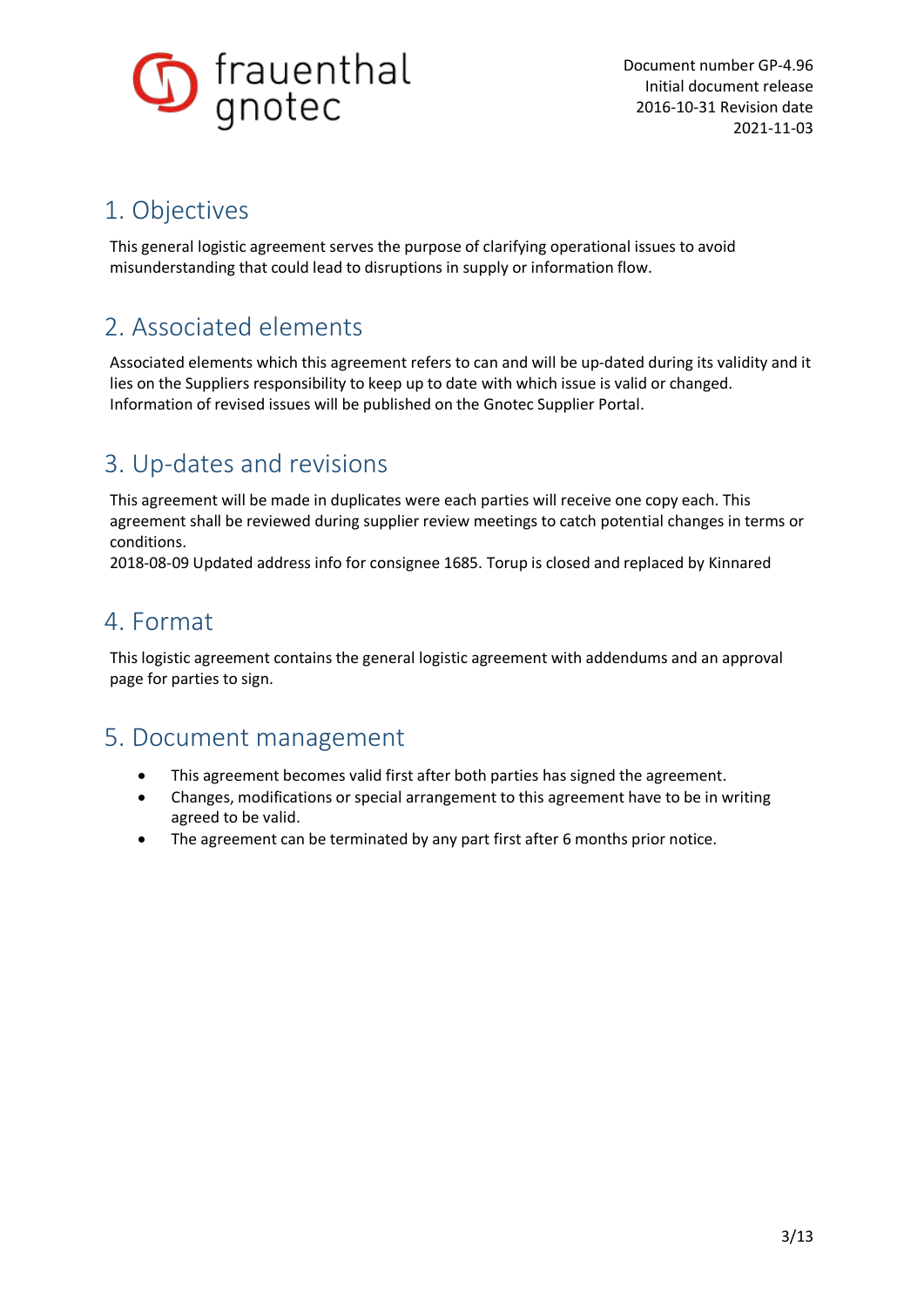## 1. Objectives

This general logistic agreement serves the purpose of clarifying operational issues to avoid misunderstanding that could lead to disruptions in supply or information flow.

## 2. Associated elements

Associated elements which this agreement refers to can and will be up-dated during its validity and it lies on the Suppliers responsibility to keep up to date with which issue is valid or changed. Information of revised issues will be published on the Gnotec Supplier Portal.

## 3. Up-dates and revisions

This agreement will be made in duplicates were each parties will receive one copy each. This agreement shall be reviewed during supplier review meetings to catch potential changes in terms or conditions.
2018-08-09 Updated address info for consignee 1685. Torup is closed and replaced by Kinnared

## 4. Format

This logistic agreement contains the general logistic agreement with addendums and an approval page for parties to sign.

## 5. Document management

- This agreement becomes valid first after both parties has signed the agreement.
- Changes, modifications or special arrangement to this agreement have to be in writing agreed to be valid.
- The agreement can be terminated by any part first after 6 months prior notice.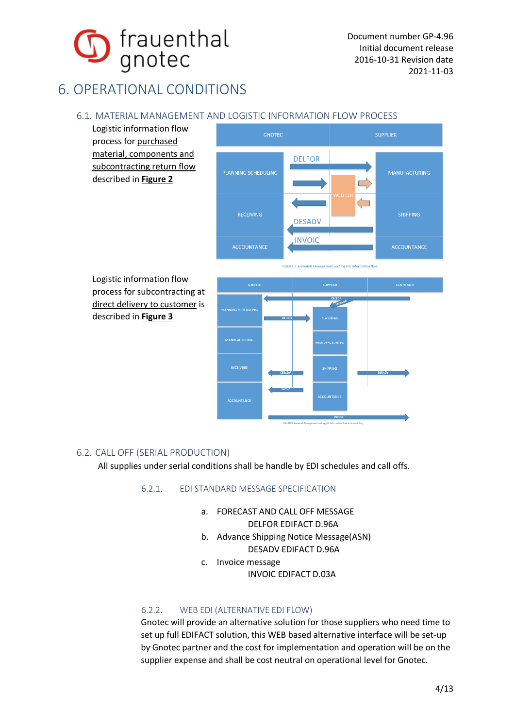# 6. OPERATIONAL CONDITIONS

## 6.1. MATERIAL MANAGEMENT AND LOGISTIC INFORMATION FLOW PROCESS

Logistic information flow process for <u>purchased material, components and subcontracting return flow</u> described in **<u>Figure 2</u>**

| GNOTEC | | SUPPLIER |
|---|---|---|
| PLANNING SCHEDULING | DELFOR → / WEB EDI | MANUFACTURING |
| RECEIVING | ← DESADV | SHIPPING |
| ACCOUNTANCE | ← INVOIC | ACCOUNTANCE |

FIGURE 2. Materials Management and logistic information flow

Logistic information flow process for subcontracting at <u>direct delivery to customer</u> is described in **<u>Figure 3</u>**

| GNOTEC | | SUPPLIER | | CUSTOMER |
|---|---|---|---|---|
| PLANNING SCHEDULING | DELFOR → | PLANNING | ← DELFOR | |
| MANUFACTURING | | MANUFACTURING | | |
| RECEIVING | ← DESADV | SHIPPING | DESADV → | |
| ACCOUNTANCE | ← INVOIC | ACCOUNTANCE | INVOIC → | |

FIGURE 3. Materials Management and logistic information flow subcontracting

## 6.2. CALL OFF (SERIAL PRODUCTION)

All supplies under serial conditions shall be handle by EDI schedules and call offs.

### 6.2.1. EDI STANDARD MESSAGE SPECIFICATION

a. FORECAST AND CALL OFF MESSAGE
   DELFOR EDIFACT D.96A
b. Advance Shipping Notice Message(ASN)
   DESADV EDIFACT D.96A
c. Invoice message
   INVOIC EDIFACT D.03A

### 6.2.2. WEB EDI (ALTERNATIVE EDI FLOW)

Gnotec will provide an alternative solution for those suppliers who need time to set up full EDIFACT solution, this WEB based alternative interface will be set-up by Gnotec partner and the cost for implementation and operation will be on the supplier expense and shall be cost neutral on operational level for Gnotec.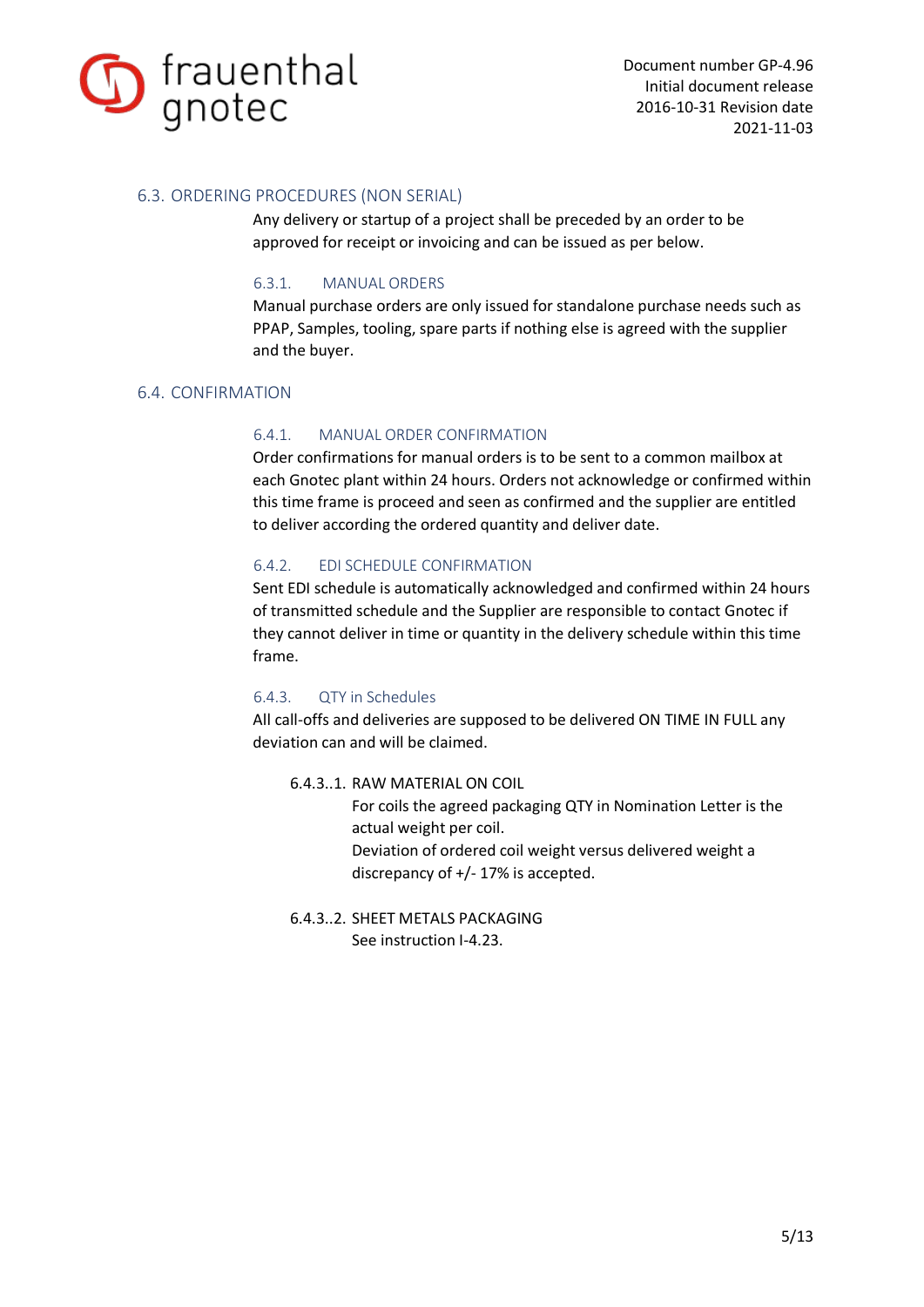## 6.3. ORDERING PROCEDURES (NON SERIAL)

Any delivery or startup of a project shall be preceded by an order to be approved for receipt or invoicing and can be issued as per below.

### 6.3.1. MANUAL ORDERS

Manual purchase orders are only issued for standalone purchase needs such as PPAP, Samples, tooling, spare parts if nothing else is agreed with the supplier and the buyer.

## 6.4. CONFIRMATION

### 6.4.1. MANUAL ORDER CONFIRMATION

Order confirmations for manual orders is to be sent to a common mailbox at each Gnotec plant within 24 hours. Orders not acknowledge or confirmed within this time frame is proceed and seen as confirmed and the supplier are entitled to deliver according the ordered quantity and deliver date.

### 6.4.2. EDI SCHEDULE CONFIRMATION

Sent EDI schedule is automatically acknowledged and confirmed within 24 hours of transmitted schedule and the Supplier are responsible to contact Gnotec if they cannot deliver in time or quantity in the delivery schedule within this time frame.

### 6.4.3. QTY in Schedules

All call-offs and deliveries are supposed to be delivered ON TIME IN FULL any deviation can and will be claimed.

#### 6.4.3..1. RAW MATERIAL ON COIL

For coils the agreed packaging QTY in Nomination Letter is the actual weight per coil.
Deviation of ordered coil weight versus delivered weight a discrepancy of +/- 17% is accepted.

#### 6.4.3..2. SHEET METALS PACKAGING

See instruction I-4.23.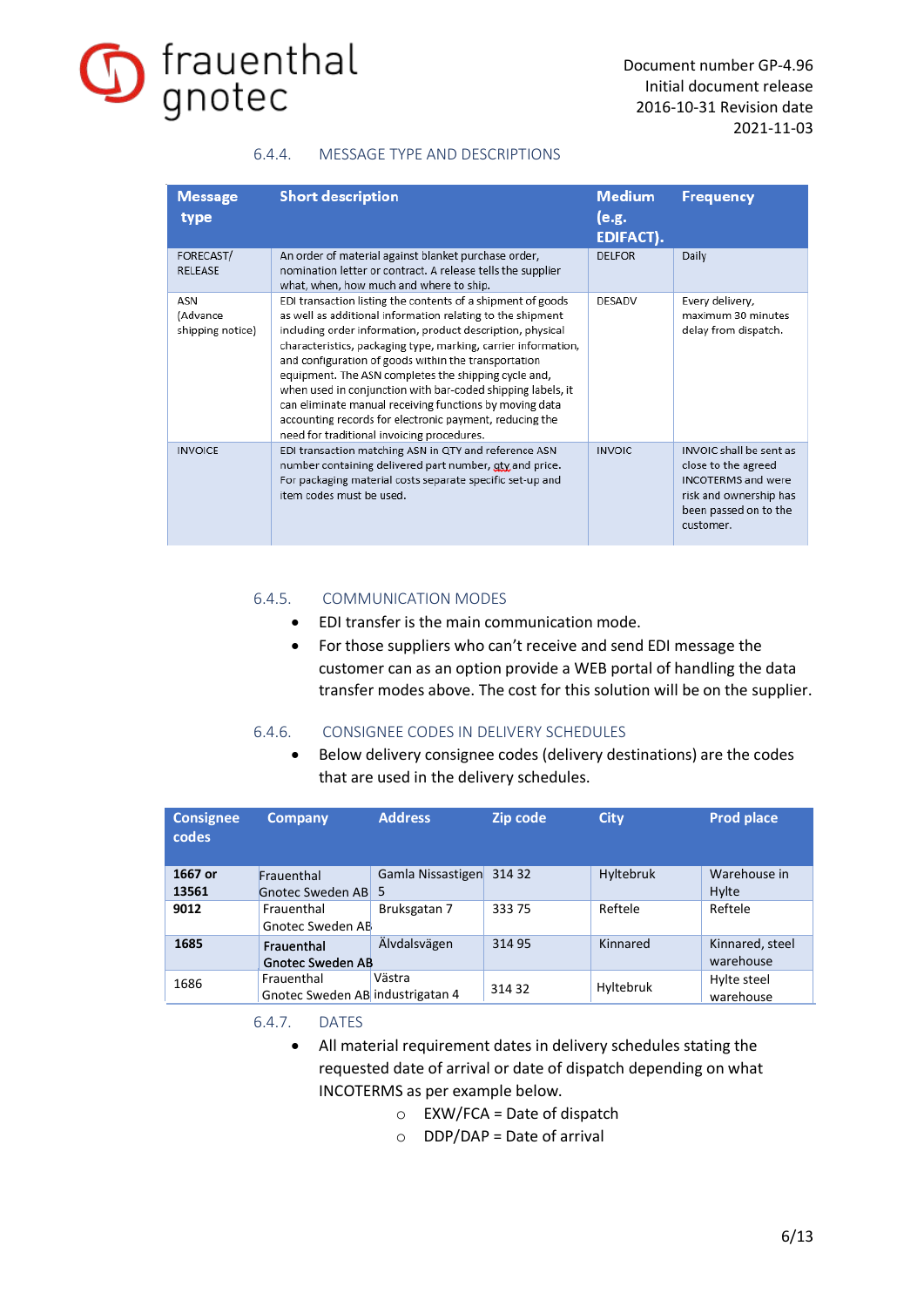#### 6.4.4. MESSAGE TYPE AND DESCRIPTIONS

| Message type | Short description | Medium (e.g. EDIFACT). | Frequency |
|---|---|---|---|
| FORECAST/ RELEASE | An order of material against blanket purchase order, nomination letter or contract. A release tells the supplier what, when, how much and where to ship. | DELFOR | Daily |
| ASN (Advance shipping notice) | EDI transaction listing the contents of a shipment of goods as well as additional information relating to the shipment including order information, product description, physical characteristics, packaging type, marking, carrier information, and configuration of goods within the transportation equipment. The ASN completes the shipping cycle and, when used in conjunction with bar-coded shipping labels, it can eliminate manual receiving functions by moving data accounting records for electronic payment, reducing the need for traditional invoicing procedures. | DESADV | Every delivery, maximum 30 minutes delay from dispatch. |
| INVOICE | EDI transaction matching ASN in QTY and reference ASN number containing delivered part number, qty and price. For packaging material costs separate specific set-up and item codes must be used. | INVOIC | INVOIC shall be sent as close to the agreed INCOTERMS and were risk and ownership has been passed on to the customer. |

#### 6.4.5. COMMUNICATION MODES

- EDI transfer is the main communication mode.
- For those suppliers who can't receive and send EDI message the customer can as an option provide a WEB portal of handling the data transfer modes above. The cost for this solution will be on the supplier.

#### 6.4.6. CONSIGNEE CODES IN DELIVERY SCHEDULES

- Below delivery consignee codes (delivery destinations) are the codes that are used in the delivery schedules.

| Consignee codes | Company | Address | Zip code | City | Prod place |
|---|---|---|---|---|---|
| **1667 or 13561** | Frauenthal Gnotec Sweden AB | Gamla Nissastigen 5 | 314 32 | Hyltebruk | Warehouse in Hylte |
| **9012** | Frauenthal Gnotec Sweden AB | Bruksgatan 7 | 333 75 | Reftele | Reftele |
| **1685** | **Frauenthal Gnotec Sweden AB** | Älvdalsvägen | 314 95 | Kinnared | Kinnared, steel warehouse |
| 1686 | Frauenthal Gnotec Sweden AB | Västra industrigatan 4 | 314 32 | Hyltebruk | Hylte steel warehouse |

#### 6.4.7. DATES

- All material requirement dates in delivery schedules stating the requested date of arrival or date of dispatch depending on what INCOTERMS as per example below.
  - EXW/FCA = Date of dispatch
  - DDP/DAP = Date of arrival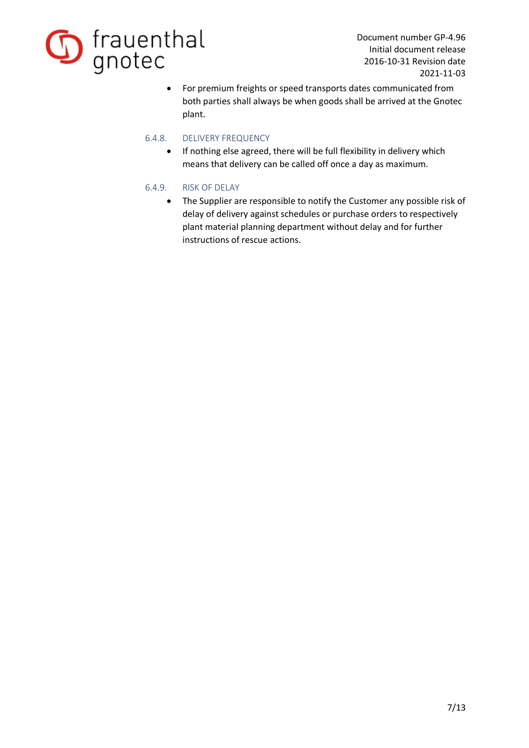- For premium freights or speed transports dates communicated from both parties shall always be when goods shall be arrived at the Gnotec plant.

#### 6.4.8. DELIVERY FREQUENCY

- If nothing else agreed, there will be full flexibility in delivery which means that delivery can be called off once a day as maximum.

#### 6.4.9. RISK OF DELAY

- The Supplier are responsible to notify the Customer any possible risk of delay of delivery against schedules or purchase orders to respectively plant material planning department without delay and for further instructions of rescue actions.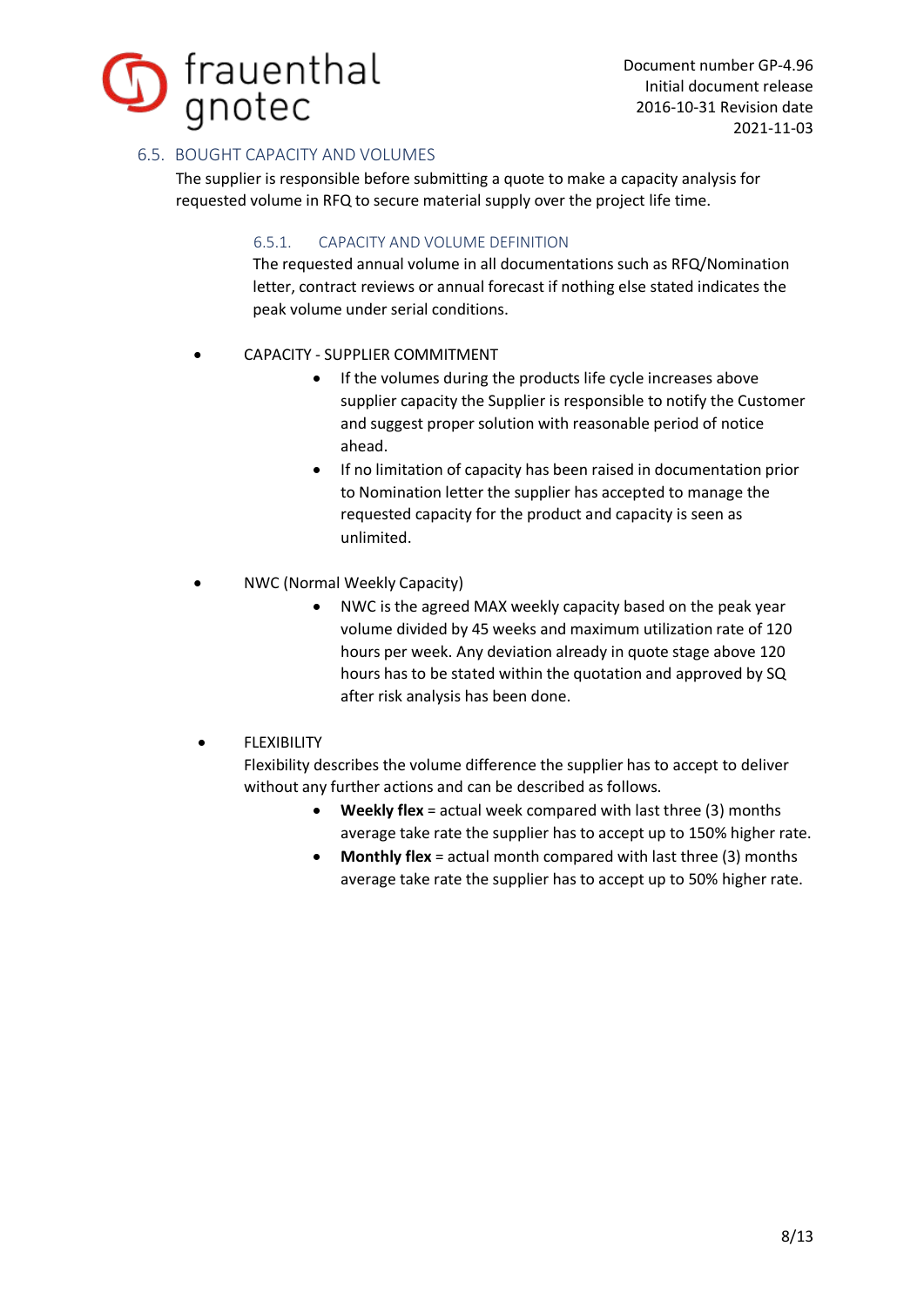## 6.5. BOUGHT CAPACITY AND VOLUMES

The supplier is responsible before submitting a quote to make a capacity analysis for requested volume in RFQ to secure material supply over the project life time.

### 6.5.1. CAPACITY AND VOLUME DEFINITION

The requested annual volume in all documentations such as RFQ/Nomination letter, contract reviews or annual forecast if nothing else stated indicates the peak volume under serial conditions.

- CAPACITY - SUPPLIER COMMITMENT
  - If the volumes during the products life cycle increases above supplier capacity the Supplier is responsible to notify the Customer and suggest proper solution with reasonable period of notice ahead.
  - If no limitation of capacity has been raised in documentation prior to Nomination letter the supplier has accepted to manage the requested capacity for the product and capacity is seen as unlimited.

- NWC (Normal Weekly Capacity)
  - NWC is the agreed MAX weekly capacity based on the peak year volume divided by 45 weeks and maximum utilization rate of 120 hours per week. Any deviation already in quote stage above 120 hours has to be stated within the quotation and approved by SQ after risk analysis has been done.

- FLEXIBILITY

  Flexibility describes the volume difference the supplier has to accept to deliver without any further actions and can be described as follows.
  - **Weekly flex** = actual week compared with last three (3) months average take rate the supplier has to accept up to 150% higher rate.
  - **Monthly flex** = actual month compared with last three (3) months average take rate the supplier has to accept up to 50% higher rate.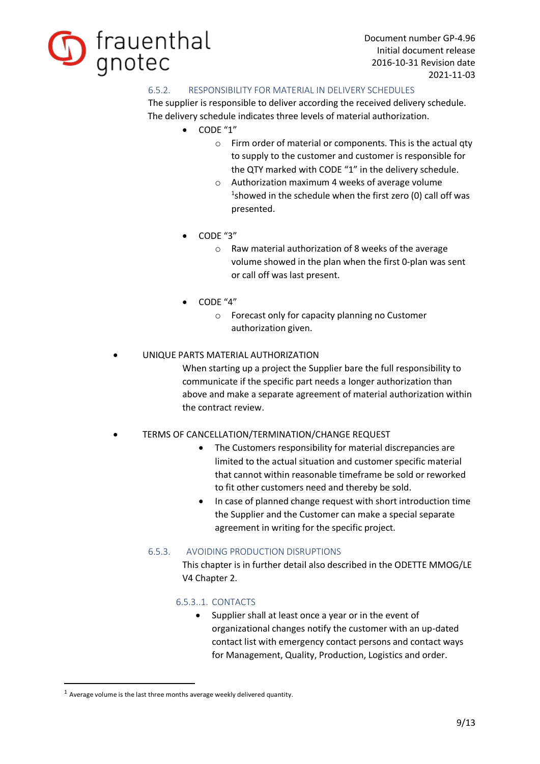### 6.5.2. RESPONSIBILITY FOR MATERIAL IN DELIVERY SCHEDULES

The supplier is responsible to deliver according the received delivery schedule. The delivery schedule indicates three levels of material authorization.

- CODE "1"
  - Firm order of material or components. This is the actual qty to supply to the customer and customer is responsible for the QTY marked with CODE "1" in the delivery schedule.
  - Authorization maximum 4 weeks of average volume [1]showed in the schedule when the first zero (0) call off was presented.
- CODE "3"
  - Raw material authorization of 8 weeks of the average volume showed in the plan when the first 0-plan was sent or call off was last present.
- CODE "4"
  - Forecast only for capacity planning no Customer authorization given.

- UNIQUE PARTS MATERIAL AUTHORIZATION

  When starting up a project the Supplier bare the full responsibility to communicate if the specific part needs a longer authorization than above and make a separate agreement of material authorization within the contract review.

- TERMS OF CANCELLATION/TERMINATION/CHANGE REQUEST
  - The Customers responsibility for material discrepancies are limited to the actual situation and customer specific material that cannot within reasonable timeframe be sold or reworked to fit other customers need and thereby be sold.
  - In case of planned change request with short introduction time the Supplier and the Customer can make a special separate agreement in writing for the specific project.

### 6.5.3. AVOIDING PRODUCTION DISRUPTIONS

This chapter is in further detail also described in the ODETTE MMOG/LE V4 Chapter 2.

#### 6.5.3..1. CONTACTS

- Supplier shall at least once a year or in the event of organizational changes notify the customer with an up-dated contact list with emergency contact persons and contact ways for Management, Quality, Production, Logistics and order.

[1] Average volume is the last three months average weekly delivered quantity.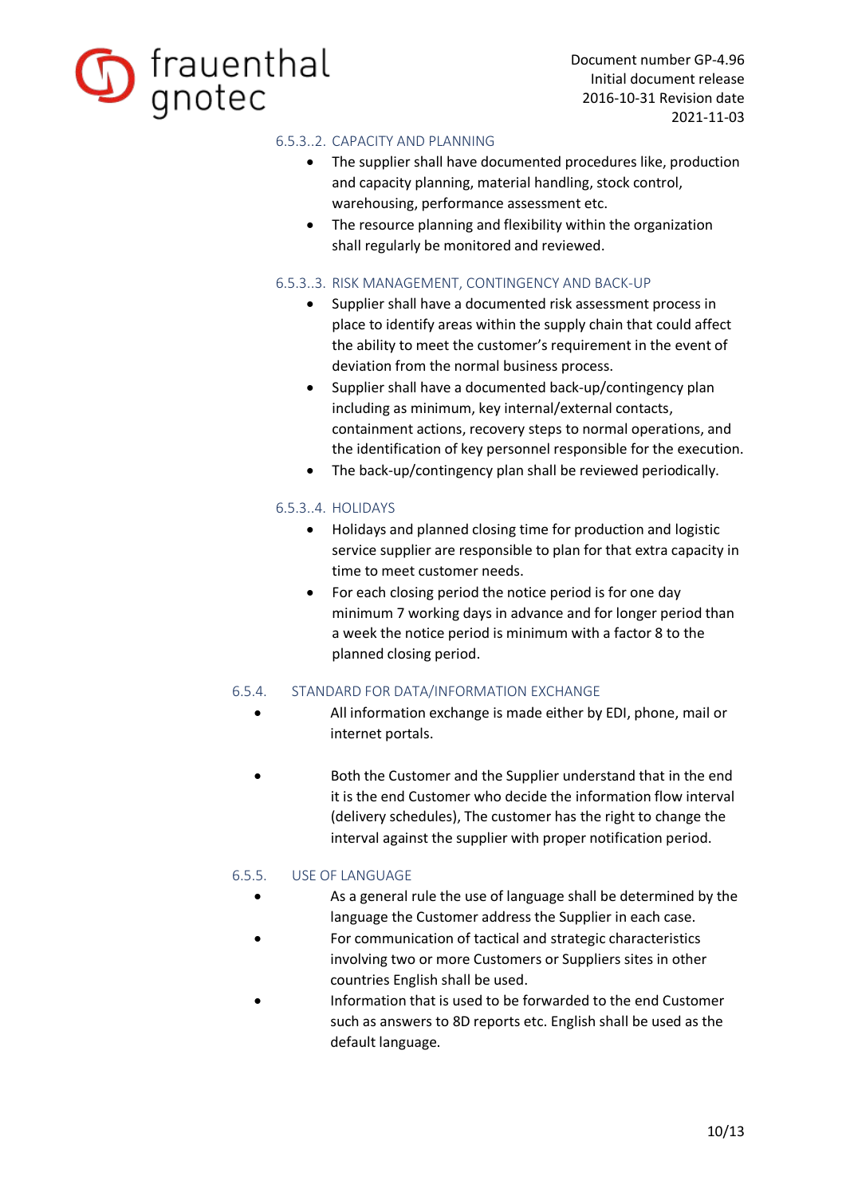#### 6.5.3..2. CAPACITY AND PLANNING

- The supplier shall have documented procedures like, production and capacity planning, material handling, stock control, warehousing, performance assessment etc.
- The resource planning and flexibility within the organization shall regularly be monitored and reviewed.

#### 6.5.3..3. RISK MANAGEMENT, CONTINGENCY AND BACK-UP

- Supplier shall have a documented risk assessment process in place to identify areas within the supply chain that could affect the ability to meet the customer's requirement in the event of deviation from the normal business process.
- Supplier shall have a documented back-up/contingency plan including as minimum, key internal/external contacts, containment actions, recovery steps to normal operations, and the identification of key personnel responsible for the execution.
- The back-up/contingency plan shall be reviewed periodically.

#### 6.5.3..4. HOLIDAYS

- Holidays and planned closing time for production and logistic service supplier are responsible to plan for that extra capacity in time to meet customer needs.
- For each closing period the notice period is for one day minimum 7 working days in advance and for longer period than a week the notice period is minimum with a factor 8 to the planned closing period.

### 6.5.4. STANDARD FOR DATA/INFORMATION EXCHANGE

- All information exchange is made either by EDI, phone, mail or internet portals.
- Both the Customer and the Supplier understand that in the end it is the end Customer who decide the information flow interval (delivery schedules), The customer has the right to change the interval against the supplier with proper notification period.

### 6.5.5. USE OF LANGUAGE

- As a general rule the use of language shall be determined by the language the Customer address the Supplier in each case.
- For communication of tactical and strategic characteristics involving two or more Customers or Suppliers sites in other countries English shall be used.
- Information that is used to be forwarded to the end Customer such as answers to 8D reports etc. English shall be used as the default language.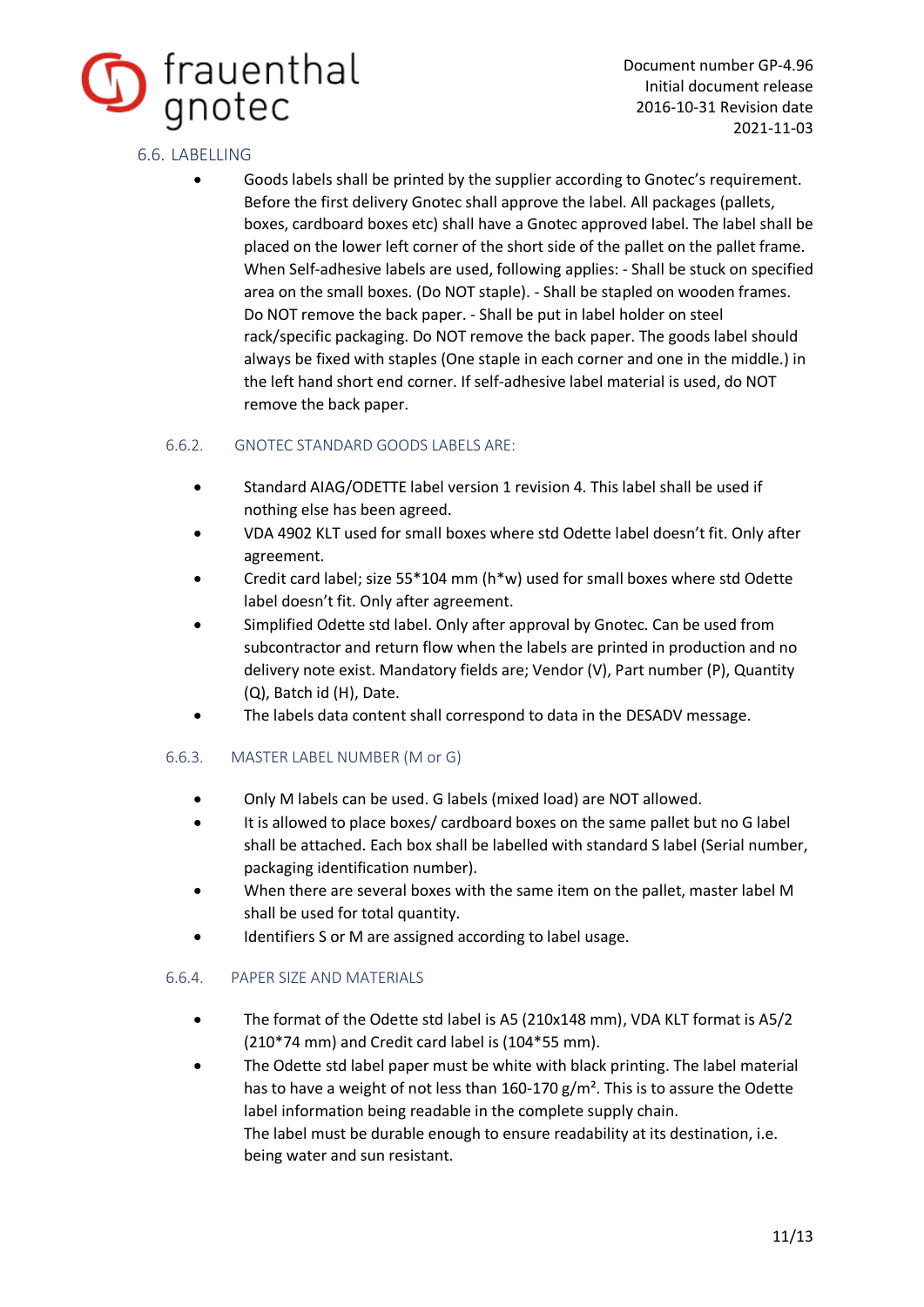## 6.6. LABELLING

- Goods labels shall be printed by the supplier according to Gnotec's requirement. Before the first delivery Gnotec shall approve the label. All packages (pallets, boxes, cardboard boxes etc) shall have a Gnotec approved label. The label shall be placed on the lower left corner of the short side of the pallet on the pallet frame. When Self-adhesive labels are used, following applies: - Shall be stuck on specified area on the small boxes. (Do NOT staple). - Shall be stapled on wooden frames. Do NOT remove the back paper. - Shall be put in label holder on steel rack/specific packaging. Do NOT remove the back paper. The goods label should always be fixed with staples (One staple in each corner and one in the middle.) in the left hand short end corner. If self-adhesive label material is used, do NOT remove the back paper.

### 6.6.2. GNOTEC STANDARD GOODS LABELS ARE:

- Standard AIAG/ODETTE label version 1 revision 4. This label shall be used if nothing else has been agreed.
- VDA 4902 KLT used for small boxes where std Odette label doesn't fit. Only after agreement.
- Credit card label; size 55*104 mm (h*w) used for small boxes where std Odette label doesn't fit. Only after agreement.
- Simplified Odette std label. Only after approval by Gnotec. Can be used from subcontractor and return flow when the labels are printed in production and no delivery note exist. Mandatory fields are; Vendor (V), Part number (P), Quantity (Q), Batch id (H), Date.
- The labels data content shall correspond to data in the DESADV message.

### 6.6.3. MASTER LABEL NUMBER (M or G)

- Only M labels can be used. G labels (mixed load) are NOT allowed.
- It is allowed to place boxes/ cardboard boxes on the same pallet but no G label shall be attached. Each box shall be labelled with standard S label (Serial number, packaging identification number).
- When there are several boxes with the same item on the pallet, master label M shall be used for total quantity.
- Identifiers S or M are assigned according to label usage.

### 6.6.4. PAPER SIZE AND MATERIALS

- The format of the Odette std label is A5 (210x148 mm), VDA KLT format is A5/2 (210*74 mm) and Credit card label is (104*55 mm).
- The Odette std label paper must be white with black printing. The label material has to have a weight of not less than 160-170 g/m². This is to assure the Odette label information being readable in the complete supply chain.
  The label must be durable enough to ensure readability at its destination, i.e. being water and sun resistant.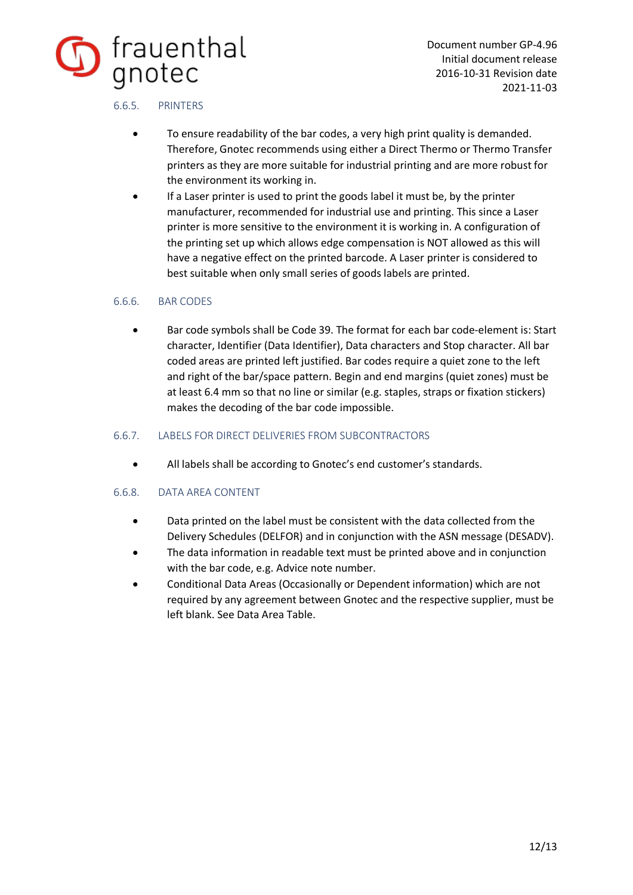#### 6.6.5. PRINTERS

- To ensure readability of the bar codes, a very high print quality is demanded. Therefore, Gnotec recommends using either a Direct Thermo or Thermo Transfer printers as they are more suitable for industrial printing and are more robust for the environment its working in.
- If a Laser printer is used to print the goods label it must be, by the printer manufacturer, recommended for industrial use and printing. This since a Laser printer is more sensitive to the environment it is working in. A configuration of the printing set up which allows edge compensation is NOT allowed as this will have a negative effect on the printed barcode. A Laser printer is considered to best suitable when only small series of goods labels are printed.

#### 6.6.6. BAR CODES

- Bar code symbols shall be Code 39. The format for each bar code-element is: Start character, Identifier (Data Identifier), Data characters and Stop character. All bar coded areas are printed left justified. Bar codes require a quiet zone to the left and right of the bar/space pattern. Begin and end margins (quiet zones) must be at least 6.4 mm so that no line or similar (e.g. staples, straps or fixation stickers) makes the decoding of the bar code impossible.

#### 6.6.7. LABELS FOR DIRECT DELIVERIES FROM SUBCONTRACTORS

- All labels shall be according to Gnotec's end customer's standards.

#### 6.6.8. DATA AREA CONTENT

- Data printed on the label must be consistent with the data collected from the Delivery Schedules (DELFOR) and in conjunction with the ASN message (DESADV).
- The data information in readable text must be printed above and in conjunction with the bar code, e.g. Advice note number.
- Conditional Data Areas (Occasionally or Dependent information) which are not required by any agreement between Gnotec and the respective supplier, must be left blank. See Data Area Table.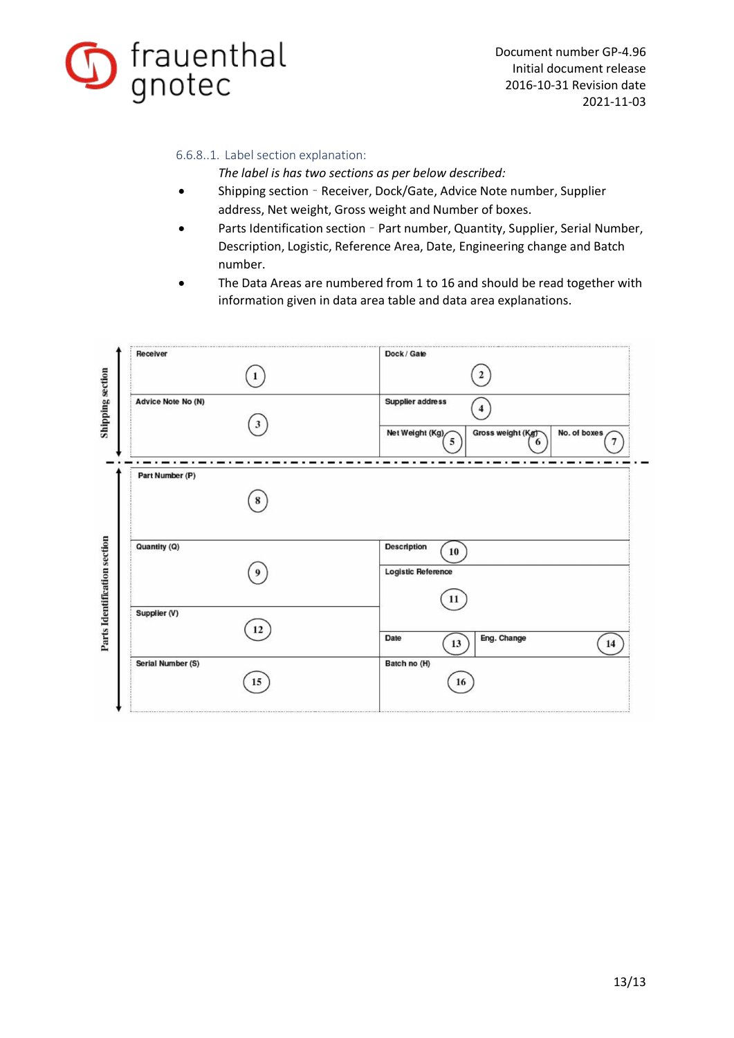### 6.6.8..1. Label section explanation:

*The label is has two sections as per below described:*

- Shipping section - Receiver, Dock/Gate, Advice Note number, Supplier address, Net weight, Gross weight and Number of boxes.
- Parts Identification section - Part number, Quantity, Supplier, Serial Number, Description, Logistic, Reference Area, Date, Engineering change and Batch number.
- The Data Areas are numbered from 1 to 16 and should be read together with information given in data area table and data area explanations.

**Shipping section**

| Receiver (1) | | Dock / Gate (2) | |
|---|---|---|---|
| Advice Note No (N) (3) | Supplier address (4) | | |
| | Net Weight (Kg) (5) | Gross weight (Kg) (6) | No. of boxes (7) |

**Parts Identification section**

| Part Number (P) (8) | | |
|---|---|---|
| Quantity (Q) (9) | Description (10) | |
| | Logistic Reference (11) | |
| Supplier (V) (12) | Date (13) | Eng. Change (14) |
| Serial Number (S) (15) | Batch no (H) (16) | |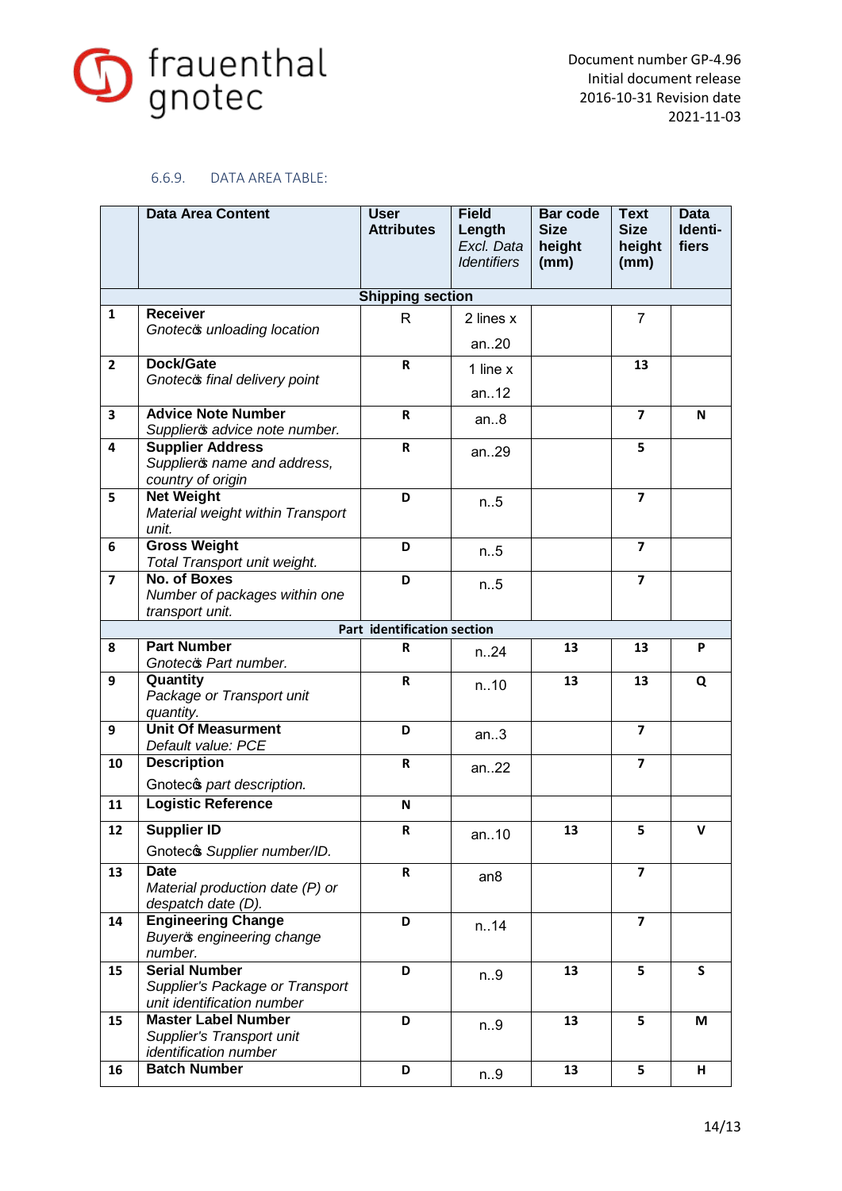### 6.6.9. DATA AREA TABLE:

| | Data Area Content | User Attributes | Field Length *Excl. Data Identifiers* | Bar code Size height (mm) | Text Size height (mm) | Data Identi-fiers |
|---|---|---|---|---|---|---|
| | | **Shipping section** | | | | |
| **1** | **Receiver** *Gnotec's unloading location* | R | 2 lines x an..20 | | 7 | |
| **2** | **Dock/Gate** *Gnotec's final delivery point* | **R** | 1 line x an..12 | | **13** | |
| **3** | **Advice Note Number** *Supplier's advice note number.* | **R** | an..8 | | **7** | **N** |
| **4** | **Supplier Address** *Supplier's name and address, country of origin* | **R** | an..29 | | **5** | |
| **5** | **Net Weight** *Material weight within Transport unit.* | **D** | n..5 | | **7** | |
| **6** | **Gross Weight** *Total Transport unit weight.* | **D** | n..5 | | **7** | |
| **7** | **No. of Boxes** *Number of packages within one transport unit.* | **D** | n..5 | | **7** | |
| | | **Part identification section** | | | | |
| **8** | **Part Number** *Gnotec's Part number.* | **R** | n..24 | **13** | **13** | **P** |
| **9** | **Quantity** *Package or Transport unit quantity.* | **R** | n..10 | **13** | **13** | **Q** |
| **9** | **Unit Of Measurment** *Default value: PCE* | **D** | an..3 | | **7** | |
| **10** | **Description** Gnotec's *part description.* | **R** | an..22 | | **7** | |
| **11** | **Logistic Reference** | **N** | | | | |
| **12** | **Supplier ID** Gnotec's *Supplier number/ID.* | **R** | an..10 | **13** | **5** | **V** |
| **13** | **Date** *Material production date (P) or despatch date (D).* | **R** | an8 | | **7** | |
| **14** | **Engineering Change** *Buyer's engineering change number.* | **D** | n..14 | | **7** | |
| **15** | **Serial Number** *Supplier's Package or Transport unit identification number* | **D** | n..9 | **13** | **5** | **S** |
| **15** | **Master Label Number** *Supplier's Transport unit identification number* | **D** | n..9 | **13** | **5** | **M** |
| **16** | **Batch Number** | **D** | n..9 | **13** | **5** | **H** |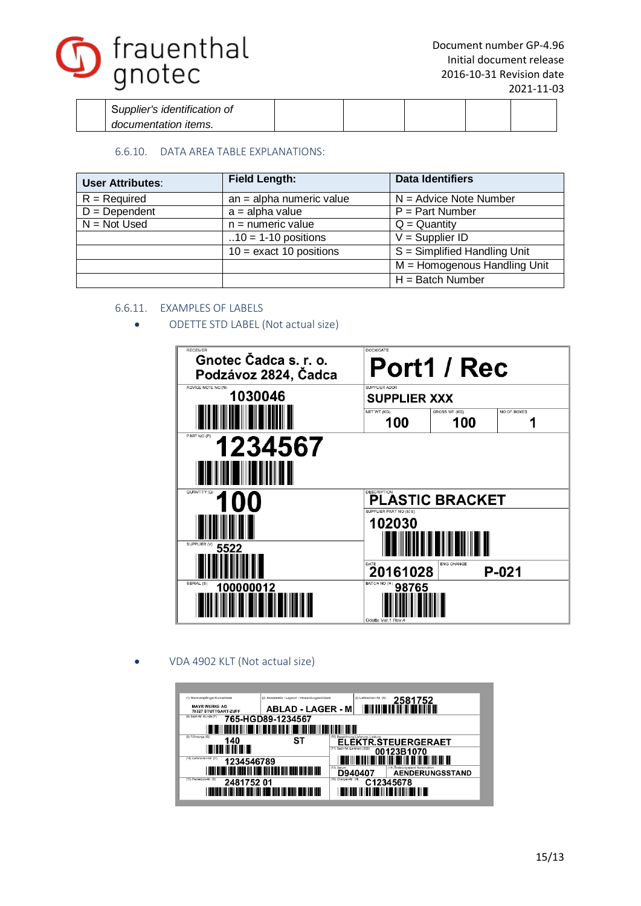| | Supplier's identification of documentation items. | | | | | |
|---|---|---|---|---|---|---|

### 6.6.10. DATA AREA TABLE EXPLANATIONS:

| **User Attributes**: | **Field Length:** | **Data Identifiers** |
|---|---|---|
| R = Required | an = alpha numeric value | N = Advice Note Number |
| D = Dependent | a = alpha value | P = Part Number |
| N = Not Used | n = numeric value | Q = Quantity |
| | ..10 = 1-10 positions | V = Supplier ID |
| | 10 = exact 10 positions | S = Simplified Handling Unit |
| | | M = Homogenous Handling Unit |
| | | H = Batch Number |

### 6.6.11. EXAMPLES OF LABELS

- ODETTE STD LABEL (Not actual size)

- VDA 4902 KLT (Not actual size)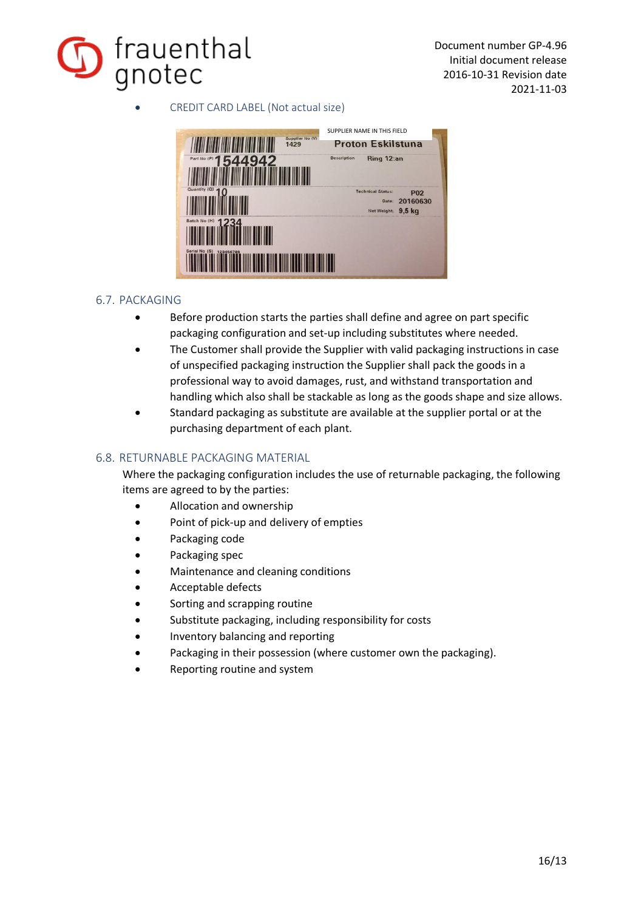- CREDIT CARD LABEL (Not actual size)

## 6.7. PACKAGING

- Before production starts the parties shall define and agree on part specific packaging configuration and set-up including substitutes where needed.
- The Customer shall provide the Supplier with valid packaging instructions in case of unspecified packaging instruction the Supplier shall pack the goods in a professional way to avoid damages, rust, and withstand transportation and handling which also shall be stackable as long as the goods shape and size allows.
- Standard packaging as substitute are available at the supplier portal or at the purchasing department of each plant.

## 6.8. RETURNABLE PACKAGING MATERIAL

Where the packaging configuration includes the use of returnable packaging, the following items are agreed to by the parties:

- Allocation and ownership
- Point of pick-up and delivery of empties
- Packaging code
- Packaging spec
- Maintenance and cleaning conditions
- Acceptable defects
- Sorting and scrapping routine
- Substitute packaging, including responsibility for costs
- Inventory balancing and reporting
- Packaging in their possession (where customer own the packaging).
- Reporting routine and system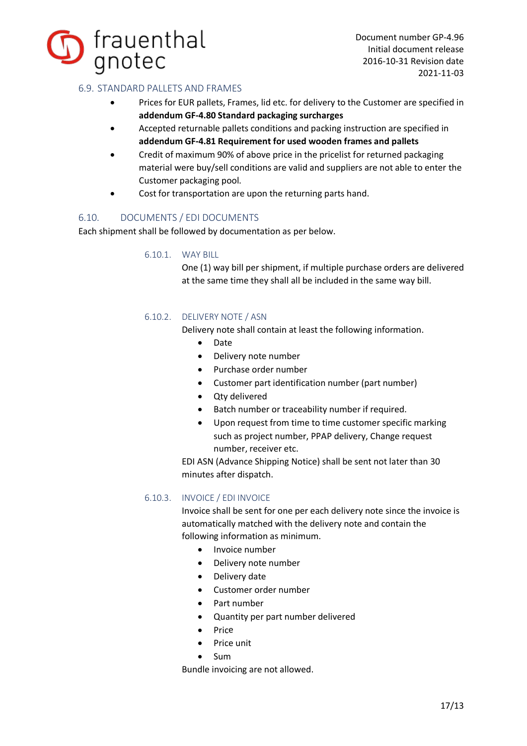## 6.9. STANDARD PALLETS AND FRAMES

- Prices for EUR pallets, Frames, lid etc. for delivery to the Customer are specified in **addendum GF-4.80 Standard packaging surcharges**
- Accepted returnable pallets conditions and packing instruction are specified in **addendum GF-4.81 Requirement for used wooden frames and pallets**
- Credit of maximum 90% of above price in the pricelist for returned packaging material were buy/sell conditions are valid and suppliers are not able to enter the Customer packaging pool.
- Cost for transportation are upon the returning parts hand.

## 6.10. DOCUMENTS / EDI DOCUMENTS

Each shipment shall be followed by documentation as per below.

### 6.10.1. WAY BILL

One (1) way bill per shipment, if multiple purchase orders are delivered at the same time they shall all be included in the same way bill.

### 6.10.2. DELIVERY NOTE / ASN

Delivery note shall contain at least the following information.

- Date
- Delivery note number
- Purchase order number
- Customer part identification number (part number)
- Qty delivered
- Batch number or traceability number if required.
- Upon request from time to time customer specific marking such as project number, PPAP delivery, Change request number, receiver etc.

EDI ASN (Advance Shipping Notice) shall be sent not later than 30 minutes after dispatch.

### 6.10.3. INVOICE / EDI INVOICE

Invoice shall be sent for one per each delivery note since the invoice is automatically matched with the delivery note and contain the following information as minimum.

- Invoice number
- Delivery note number
- Delivery date
- Customer order number
- Part number
- Quantity per part number delivered
- Price
- Price unit
- Sum

Bundle invoicing are not allowed.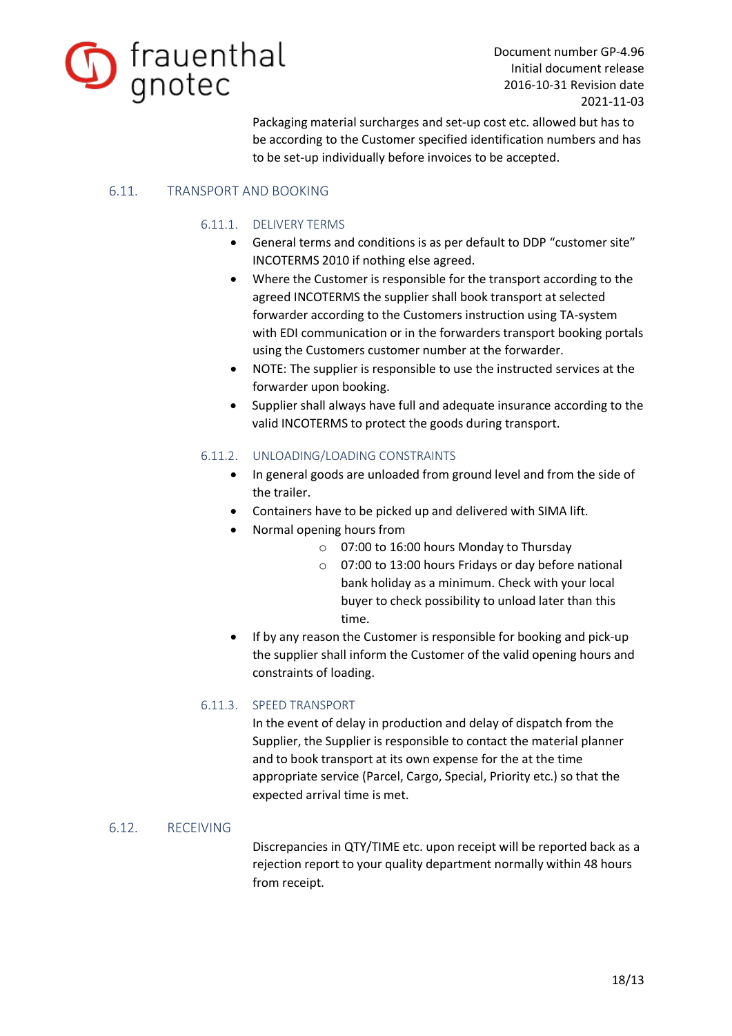Packaging material surcharges and set-up cost etc. allowed but has to be according to the Customer specified identification numbers and has to be set-up individually before invoices to be accepted.

## 6.11. TRANSPORT AND BOOKING

### 6.11.1. DELIVERY TERMS

- General terms and conditions is as per default to DDP "customer site" INCOTERMS 2010 if nothing else agreed.
- Where the Customer is responsible for the transport according to the agreed INCOTERMS the supplier shall book transport at selected forwarder according to the Customers instruction using TA-system with EDI communication or in the forwarders transport booking portals using the Customers customer number at the forwarder.
- NOTE: The supplier is responsible to use the instructed services at the forwarder upon booking.
- Supplier shall always have full and adequate insurance according to the valid INCOTERMS to protect the goods during transport.

### 6.11.2. UNLOADING/LOADING CONSTRAINTS

- In general goods are unloaded from ground level and from the side of the trailer.
- Containers have to be picked up and delivered with SIMA lift.
- Normal opening hours from
  - 07:00 to 16:00 hours Monday to Thursday
  - 07:00 to 13:00 hours Fridays or day before national bank holiday as a minimum. Check with your local buyer to check possibility to unload later than this time.
- If by any reason the Customer is responsible for booking and pick-up the supplier shall inform the Customer of the valid opening hours and constraints of loading.

### 6.11.3. SPEED TRANSPORT

In the event of delay in production and delay of dispatch from the Supplier, the Supplier is responsible to contact the material planner and to book transport at its own expense for the at the time appropriate service (Parcel, Cargo, Special, Priority etc.) so that the expected arrival time is met.

## 6.12. RECEIVING

Discrepancies in QTY/TIME etc. upon receipt will be reported back as a rejection report to your quality department normally within 48 hours from receipt.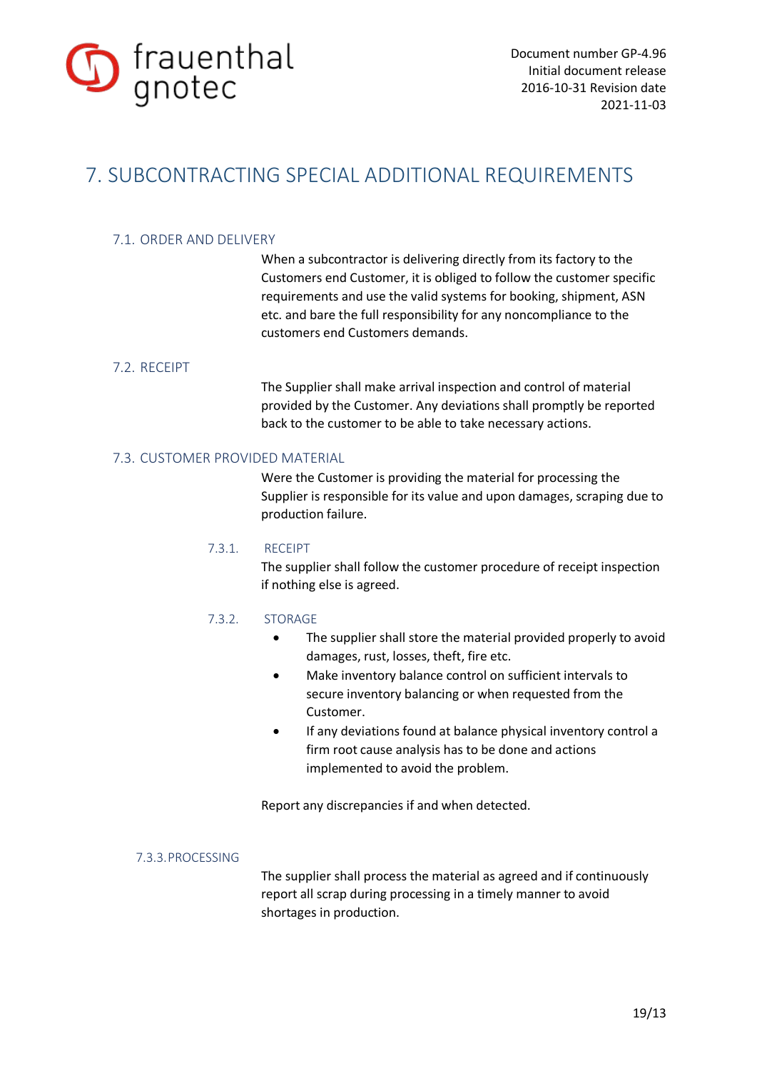# 7. SUBCONTRACTING SPECIAL ADDITIONAL REQUIREMENTS

## 7.1. ORDER AND DELIVERY

When a subcontractor is delivering directly from its factory to the Customers end Customer, it is obliged to follow the customer specific requirements and use the valid systems for booking, shipment, ASN etc. and bare the full responsibility for any noncompliance to the customers end Customers demands.

## 7.2. RECEIPT

The Supplier shall make arrival inspection and control of material provided by the Customer. Any deviations shall promptly be reported back to the customer to be able to take necessary actions.

## 7.3. CUSTOMER PROVIDED MATERIAL

Were the Customer is providing the material for processing the Supplier is responsible for its value and upon damages, scraping due to production failure.

### 7.3.1. RECEIPT

The supplier shall follow the customer procedure of receipt inspection if nothing else is agreed.

### 7.3.2. STORAGE

- The supplier shall store the material provided properly to avoid damages, rust, losses, theft, fire etc.
- Make inventory balance control on sufficient intervals to secure inventory balancing or when requested from the Customer.
- If any deviations found at balance physical inventory control a firm root cause analysis has to be done and actions implemented to avoid the problem.

Report any discrepancies if and when detected.

### 7.3.3. PROCESSING

The supplier shall process the material as agreed and if continuously report all scrap during processing in a timely manner to avoid shortages in production.